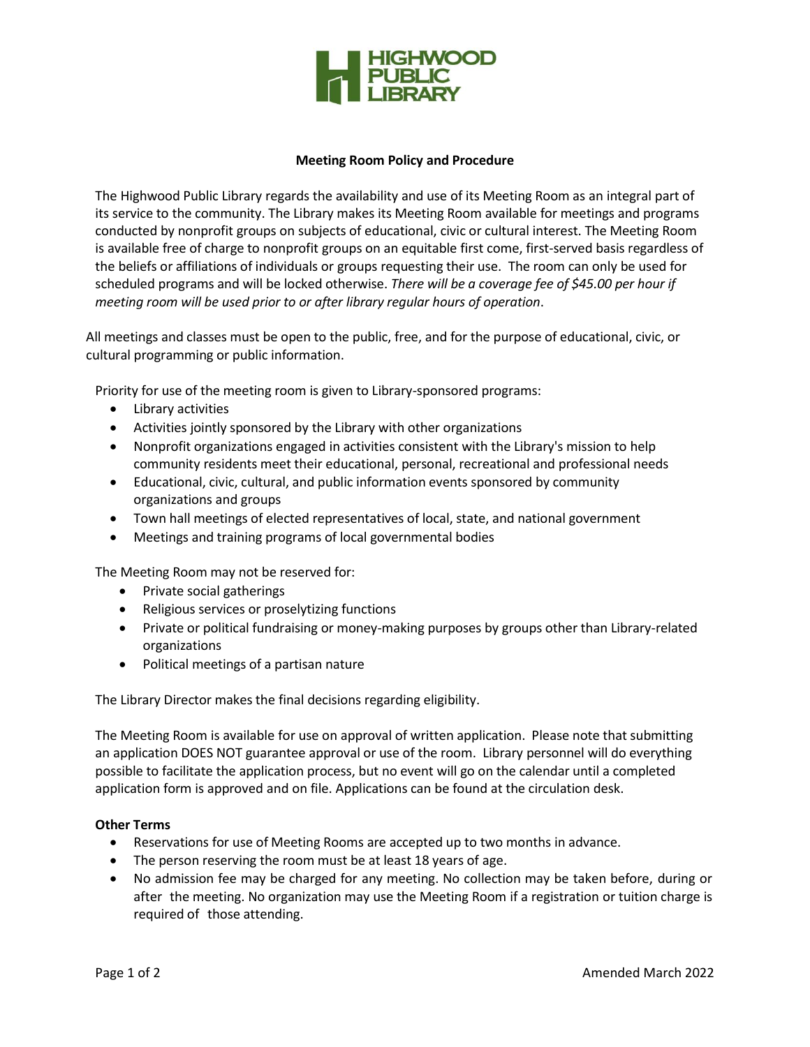HIGHWOOD PUBLIC LIBRARY

# Meeting Room Policy and Procedure

The Highwood Public Library regards the availability and use of its Meeting Room as an integral part of its service to the community. The Library makes its Meeting Room available for meetings and programs conducted by nonprofit groups on subjects of educational, civic or cultural interest. The Meeting Room is available free of charge to nonprofit groups on an equitable first come, first-served basis regardless of the beliefs or affiliations of individuals or groups requesting their use. The room can only be used for scheduled programs and will be locked otherwise. *There will be a coverage fee of $45.00 per hour if meeting room will be used prior to or after library regular hours of operation*.

All meetings and classes must be open to the public, free, and for the purpose of educational, civic, or cultural programming or public information.

Priority for use of the meeting room is given to Library-sponsored programs:

- Library activities
- Activities jointly sponsored by the Library with other organizations
- Nonprofit organizations engaged in activities consistent with the Library's mission to help community residents meet their educational, personal, recreational and professional needs
- Educational, civic, cultural, and public information events sponsored by community organizations and groups
- Town hall meetings of elected representatives of local, state, and national government
- Meetings and training programs of local governmental bodies

The Meeting Room may not be reserved for:

- Private social gatherings
- Religious services or proselytizing functions
- Private or political fundraising or money-making purposes by groups other than Library-related organizations
- Political meetings of a partisan nature

The Library Director makes the final decisions regarding eligibility.

The Meeting Room is available for use on approval of written application. Please note that submitting an application DOES NOT guarantee approval or use of the room. Library personnel will do everything possible to facilitate the application process, but no event will go on the calendar until a completed application form is approved and on file. Applications can be found at the circulation desk.

**Other Terms**

- Reservations for use of Meeting Rooms are accepted up to two months in advance.
- The person reserving the room must be at least 18 years of age.
- No admission fee may be charged for any meeting. No collection may be taken before, during or after the meeting. No organization may use the Meeting Room if a registration or tuition charge is required of those attending.

Amended March 2022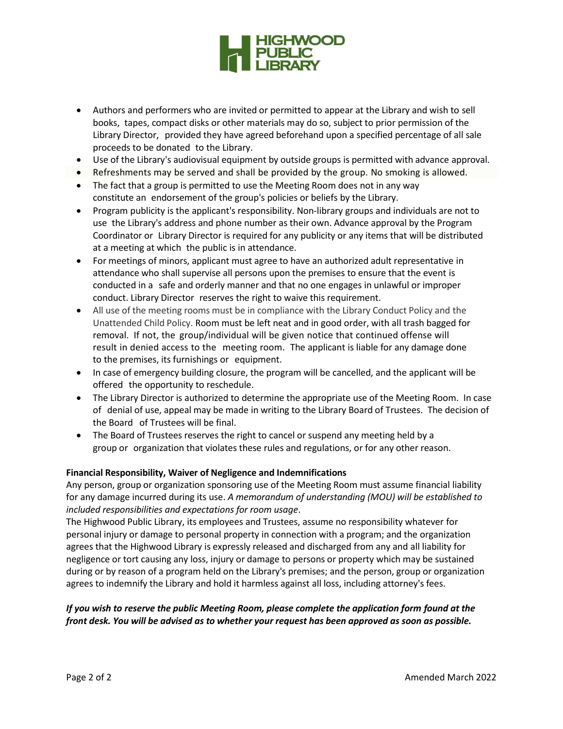- Authors and performers who are invited or permitted to appear at the Library and wish to sell books, tapes, compact disks or other materials may do so, subject to prior permission of the Library Director, provided they have agreed beforehand upon a specified percentage of all sale proceeds to be donated to the Library.
- Use of the Library's audiovisual equipment by outside groups is permitted with advance approval.
- Refreshments may be served and shall be provided by the group. No smoking is allowed.
- The fact that a group is permitted to use the Meeting Room does not in any way constitute an endorsement of the group's policies or beliefs by the Library.
- Program publicity is the applicant's responsibility. Non-library groups and individuals are not to use the Library's address and phone number as their own. Advance approval by the Program Coordinator or Library Director is required for any publicity or any items that will be distributed at a meeting at which the public is in attendance.
- For meetings of minors, applicant must agree to have an authorized adult representative in attendance who shall supervise all persons upon the premises to ensure that the event is conducted in a safe and orderly manner and that no one engages in unlawful or improper conduct. Library Director reserves the right to waive this requirement.
- All use of the meeting rooms must be in compliance with the Library Conduct Policy and the Unattended Child Policy. Room must be left neat and in good order, with all trash bagged for removal. If not, the group/individual will be given notice that continued offense will result in denied access to the meeting room. The applicant is liable for any damage done to the premises, its furnishings or equipment.
- In case of emergency building closure, the program will be cancelled, and the applicant will be offered the opportunity to reschedule.
- The Library Director is authorized to determine the appropriate use of the Meeting Room. In case of denial of use, appeal may be made in writing to the Library Board of Trustees. The decision of the Board of Trustees will be final.
- The Board of Trustees reserves the right to cancel or suspend any meeting held by a group or organization that violates these rules and regulations, or for any other reason.

**Financial Responsibility, Waiver of Negligence and Indemnifications**

Any person, group or organization sponsoring use of the Meeting Room must assume financial liability for any damage incurred during its use. *A memorandum of understanding (MOU) will be established to included responsibilities and expectations for room usage*.

The Highwood Public Library, its employees and Trustees, assume no responsibility whatever for personal injury or damage to personal property in connection with a program; and the organization agrees that the Highwood Library is expressly released and discharged from any and all liability for negligence or tort causing any loss, injury or damage to persons or property which may be sustained during or by reason of a program held on the Library's premises; and the person, group or organization agrees to indemnify the Library and hold it harmless against all loss, including attorney's fees.

***If you wish to reserve the public Meeting Room, please complete the application form found at the front desk. You will be advised as to whether your request has been approved as soon as possible.***

Amended March 2022